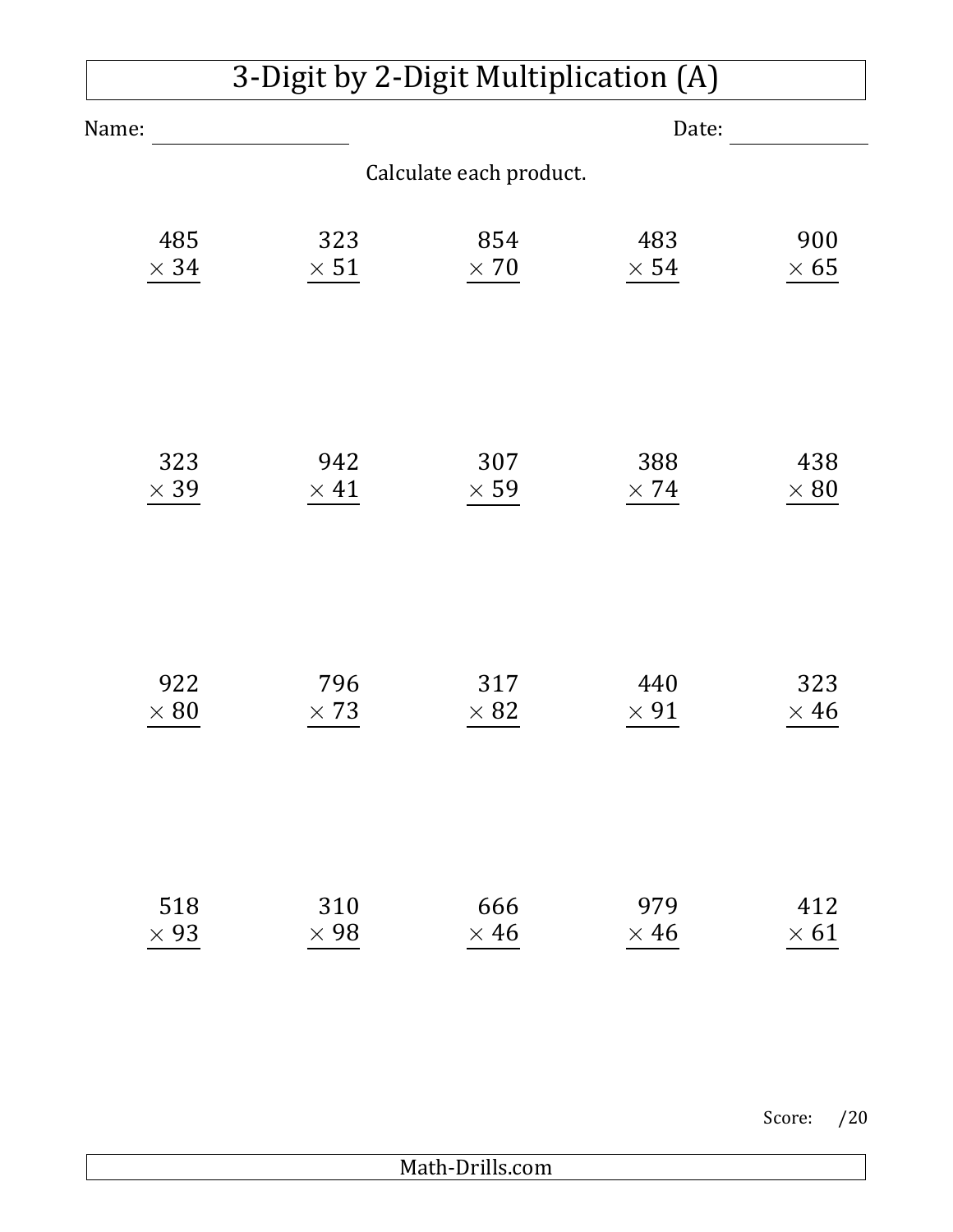# 3-Digit by 2-Digit Multiplication (A)

Name: ____________________ Date: ______________

Calculate each product.

| | | | | |
|---|---|---|---|---|
| $\begin{array}{r} 485 \\ \times\ 34 \\ \hline \end{array}$ | $\begin{array}{r} 323 \\ \times\ 51 \\ \hline \end{array}$ | $\begin{array}{r} 854 \\ \times\ 70 \\ \hline \end{array}$ | $\begin{array}{r} 483 \\ \times\ 54 \\ \hline \end{array}$ | $\begin{array}{r} 900 \\ \times\ 65 \\ \hline \end{array}$ |
| $\begin{array}{r} 323 \\ \times\ 39 \\ \hline \end{array}$ | $\begin{array}{r} 942 \\ \times\ 41 \\ \hline \end{array}$ | $\begin{array}{r} 307 \\ \times\ 59 \\ \hline \end{array}$ | $\begin{array}{r} 388 \\ \times\ 74 \\ \hline \end{array}$ | $\begin{array}{r} 438 \\ \times\ 80 \\ \hline \end{array}$ |
| $\begin{array}{r} 922 \\ \times\ 80 \\ \hline \end{array}$ | $\begin{array}{r} 796 \\ \times\ 73 \\ \hline \end{array}$ | $\begin{array}{r} 317 \\ \times\ 82 \\ \hline \end{array}$ | $\begin{array}{r} 440 \\ \times\ 91 \\ \hline \end{array}$ | $\begin{array}{r} 323 \\ \times\ 46 \\ \hline \end{array}$ |
| $\begin{array}{r} 518 \\ \times\ 93 \\ \hline \end{array}$ | $\begin{array}{r} 310 \\ \times\ 98 \\ \hline \end{array}$ | $\begin{array}{r} 666 \\ \times\ 46 \\ \hline \end{array}$ | $\begin{array}{r} 979 \\ \times\ 46 \\ \hline \end{array}$ | $\begin{array}{r} 412 \\ \times\ 61 \\ \hline \end{array}$ |

Score: /20

Math-Drills.com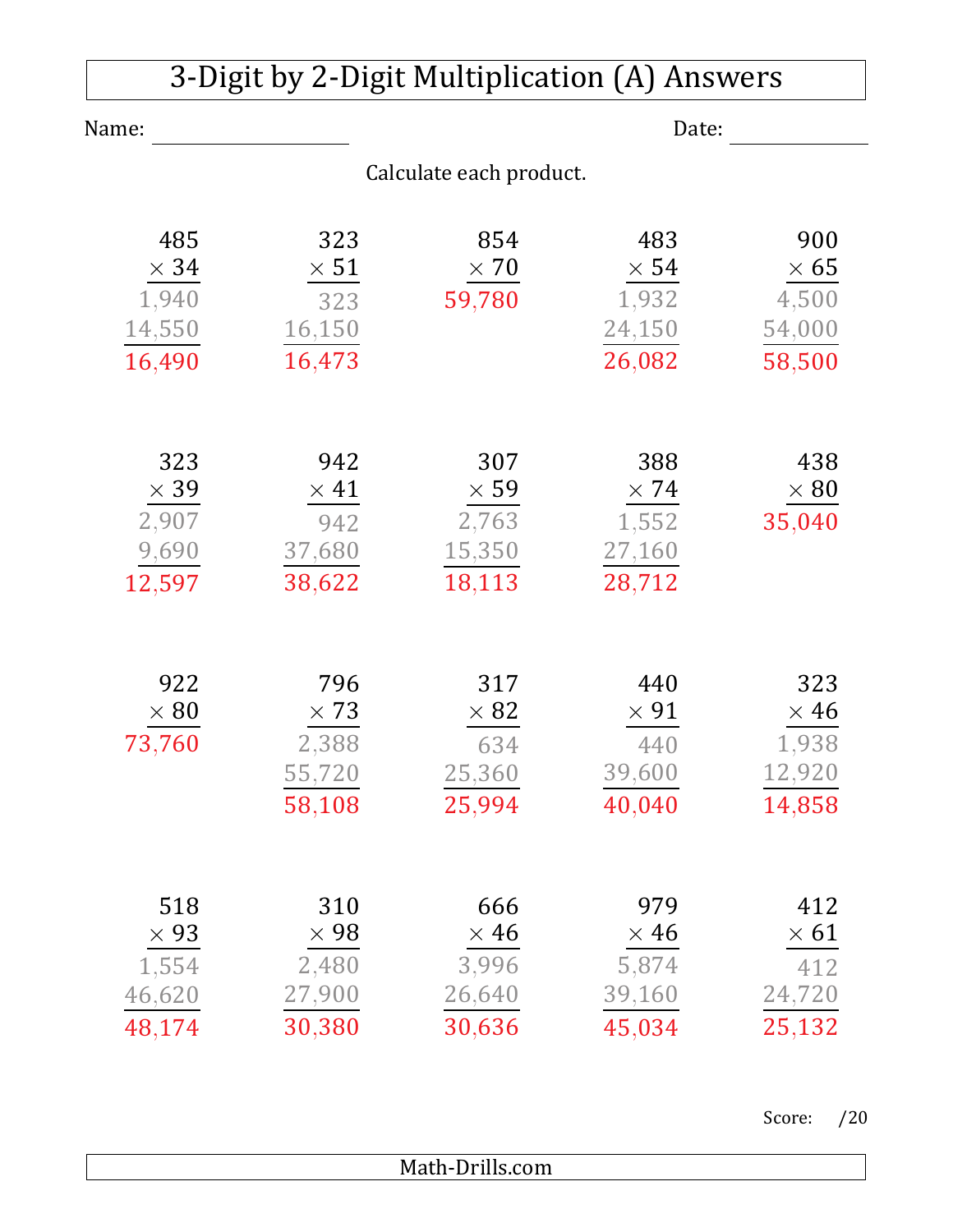# 3-Digit by 2-Digit Multiplication (A) Answers

Name: ________________ Date: ____________

Calculate each product.

$$\begin{array}{r} 485 \\ \times\ 34 \\ \hline 1,940 \\ 14,550 \\ \hline 16,490 \end{array} \qquad \begin{array}{r} 323 \\ \times\ 51 \\ \hline 323 \\ 16,150 \\ \hline 16,473 \end{array} \qquad \begin{array}{r} 854 \\ \times\ 70 \\ \hline 59,780 \end{array} \qquad \begin{array}{r} 483 \\ \times\ 54 \\ \hline 1,932 \\ 24,150 \\ \hline 26,082 \end{array} \qquad \begin{array}{r} 900 \\ \times\ 65 \\ \hline 4,500 \\ 54,000 \\ \hline 58,500 \end{array}$$

$$\begin{array}{r} 323 \\ \times\ 39 \\ \hline 2,907 \\ 9,690 \\ \hline 12,597 \end{array} \qquad \begin{array}{r} 942 \\ \times\ 41 \\ \hline 942 \\ 37,680 \\ \hline 38,622 \end{array} \qquad \begin{array}{r} 307 \\ \times\ 59 \\ \hline 2,763 \\ 15,350 \\ \hline 18,113 \end{array} \qquad \begin{array}{r} 388 \\ \times\ 74 \\ \hline 1,552 \\ 27,160 \\ \hline 28,712 \end{array} \qquad \begin{array}{r} 438 \\ \times\ 80 \\ \hline 35,040 \end{array}$$

$$\begin{array}{r} 922 \\ \times\ 80 \\ \hline 73,760 \end{array} \qquad \begin{array}{r} 796 \\ \times\ 73 \\ \hline 2,388 \\ 55,720 \\ \hline 58,108 \end{array} \qquad \begin{array}{r} 317 \\ \times\ 82 \\ \hline 634 \\ 25,360 \\ \hline 25,994 \end{array} \qquad \begin{array}{r} 440 \\ \times\ 91 \\ \hline 440 \\ 39,600 \\ \hline 40,040 \end{array} \qquad \begin{array}{r} 323 \\ \times\ 46 \\ \hline 1,938 \\ 12,920 \\ \hline 14,858 \end{array}$$

$$\begin{array}{r} 518 \\ \times\ 93 \\ \hline 1,554 \\ 46,620 \\ \hline 48,174 \end{array} \qquad \begin{array}{r} 310 \\ \times\ 98 \\ \hline 2,480 \\ 27,900 \\ \hline 30,380 \end{array} \qquad \begin{array}{r} 666 \\ \times\ 46 \\ \hline 3,996 \\ 26,640 \\ \hline 30,636 \end{array} \qquad \begin{array}{r} 979 \\ \times\ 46 \\ \hline 5,874 \\ 39,160 \\ \hline 45,034 \end{array} \qquad \begin{array}{r} 412 \\ \times\ 61 \\ \hline 412 \\ 24,720 \\ \hline 25,132 \end{array}$$

Score: /20

Math-Drills.com